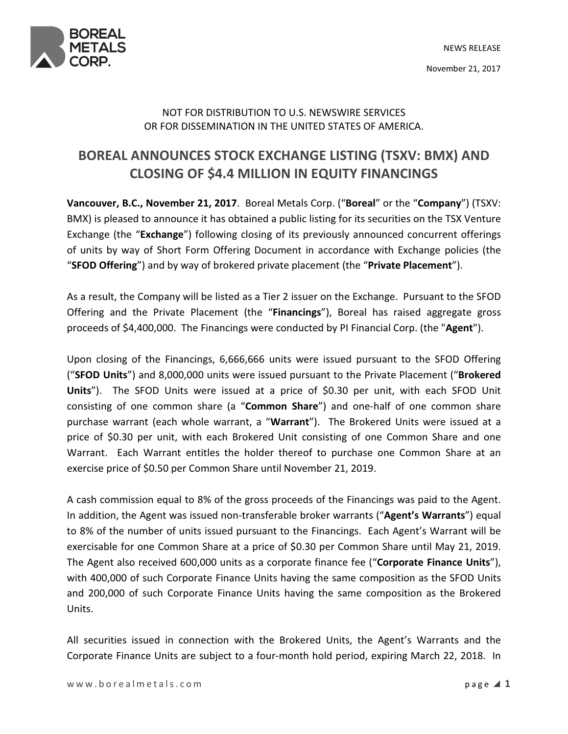BOREAL METALS CORP.

NEWS RELEASE

November 21, 2017

NOT FOR DISTRIBUTION TO U.S. NEWSWIRE SERVICES
OR FOR DISSEMINATION IN THE UNITED STATES OF AMERICA.

# BOREAL ANNOUNCES STOCK EXCHANGE LISTING (TSXV: BMX) AND CLOSING OF $4.4 MILLION IN EQUITY FINANCINGS

**Vancouver, B.C., November 21, 2017**. Boreal Metals Corp. ("**Boreal**" or the "**Company**") (TSXV: BMX) is pleased to announce it has obtained a public listing for its securities on the TSX Venture Exchange (the "**Exchange**") following closing of its previously announced concurrent offerings of units by way of Short Form Offering Document in accordance with Exchange policies (the "**SFOD Offering**") and by way of brokered private placement (the "**Private Placement**").

As a result, the Company will be listed as a Tier 2 issuer on the Exchange. Pursuant to the SFOD Offering and the Private Placement (the "**Financings**"), Boreal has raised aggregate gross proceeds of $4,400,000. The Financings were conducted by PI Financial Corp. (the "**Agent**").

Upon closing of the Financings, 6,666,666 units were issued pursuant to the SFOD Offering ("**SFOD Units**") and 8,000,000 units were issued pursuant to the Private Placement ("**Brokered Units**"). The SFOD Units were issued at a price of $0.30 per unit, with each SFOD Unit consisting of one common share (a "**Common Share**") and one-half of one common share purchase warrant (each whole warrant, a "**Warrant**"). The Brokered Units were issued at a price of $0.30 per unit, with each Brokered Unit consisting of one Common Share and one Warrant. Each Warrant entitles the holder thereof to purchase one Common Share at an exercise price of $0.50 per Common Share until November 21, 2019.

A cash commission equal to 8% of the gross proceeds of the Financings was paid to the Agent. In addition, the Agent was issued non-transferable broker warrants ("**Agent's Warrants**") equal to 8% of the number of units issued pursuant to the Financings. Each Agent's Warrant will be exercisable for one Common Share at a price of $0.30 per Common Share until May 21, 2019. The Agent also received 600,000 units as a corporate finance fee ("**Corporate Finance Units**"), with 400,000 of such Corporate Finance Units having the same composition as the SFOD Units and 200,000 of such Corporate Finance Units having the same composition as the Brokered Units.

All securities issued in connection with the Brokered Units, the Agent's Warrants and the Corporate Finance Units are subject to a four-month hold period, expiring March 22, 2018. In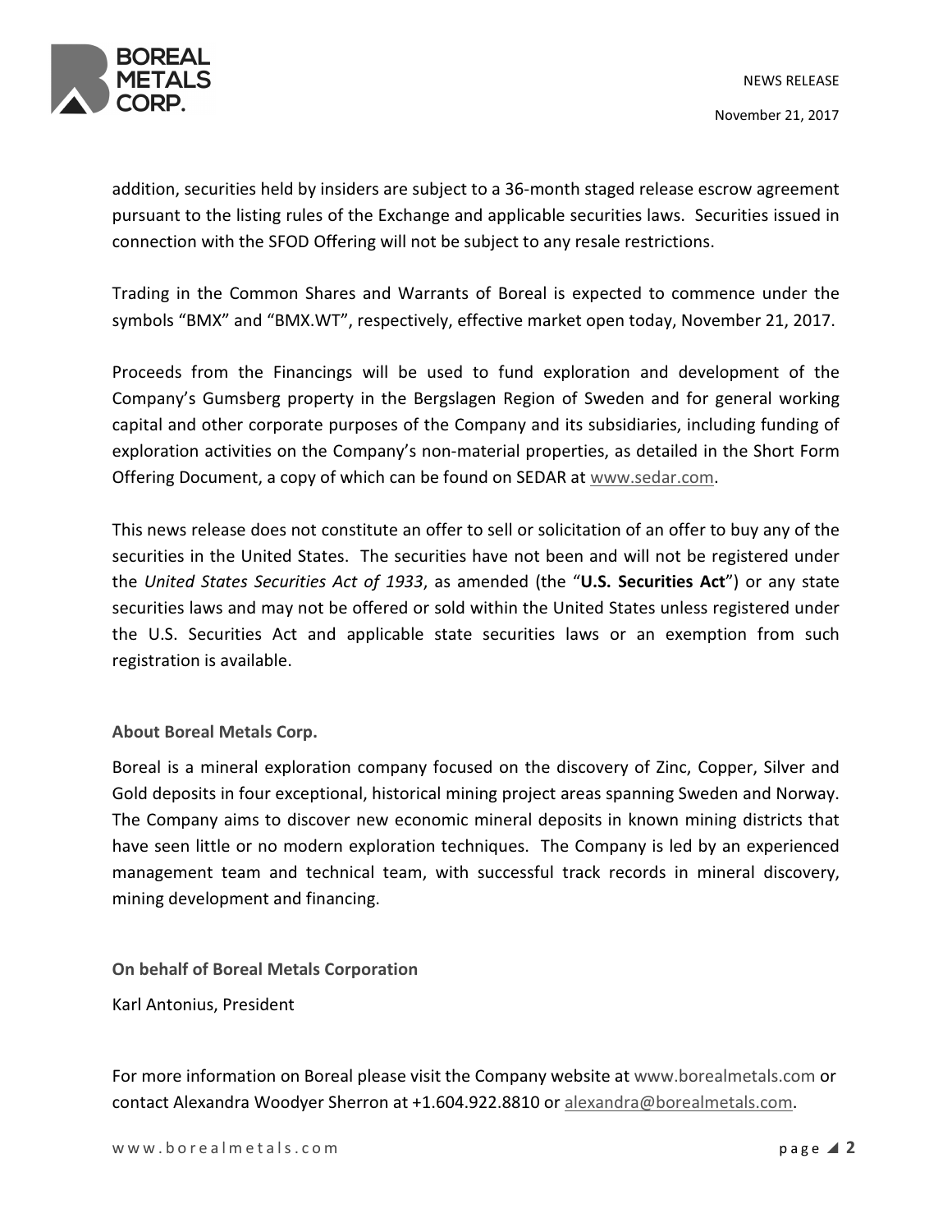addition, securities held by insiders are subject to a 36-month staged release escrow agreement pursuant to the listing rules of the Exchange and applicable securities laws. Securities issued in connection with the SFOD Offering will not be subject to any resale restrictions.

Trading in the Common Shares and Warrants of Boreal is expected to commence under the symbols "BMX" and "BMX.WT", respectively, effective market open today, November 21, 2017.

Proceeds from the Financings will be used to fund exploration and development of the Company's Gumsberg property in the Bergslagen Region of Sweden and for general working capital and other corporate purposes of the Company and its subsidiaries, including funding of exploration activities on the Company's non-material properties, as detailed in the Short Form Offering Document, a copy of which can be found on SEDAR at www.sedar.com.

This news release does not constitute an offer to sell or solicitation of an offer to buy any of the securities in the United States. The securities have not been and will not be registered under the *United States Securities Act of 1933*, as amended (the "**U.S. Securities Act**") or any state securities laws and may not be offered or sold within the United States unless registered under the U.S. Securities Act and applicable state securities laws or an exemption from such registration is available.

**About Boreal Metals Corp.**

Boreal is a mineral exploration company focused on the discovery of Zinc, Copper, Silver and Gold deposits in four exceptional, historical mining project areas spanning Sweden and Norway. The Company aims to discover new economic mineral deposits in known mining districts that have seen little or no modern exploration techniques. The Company is led by an experienced management team and technical team, with successful track records in mineral discovery, mining development and financing.

**On behalf of Boreal Metals Corporation**

Karl Antonius, President

For more information on Boreal please visit the Company website at www.borealmetals.com or contact Alexandra Woodyer Sherron at +1.604.922.8810 or alexandra@borealmetals.com.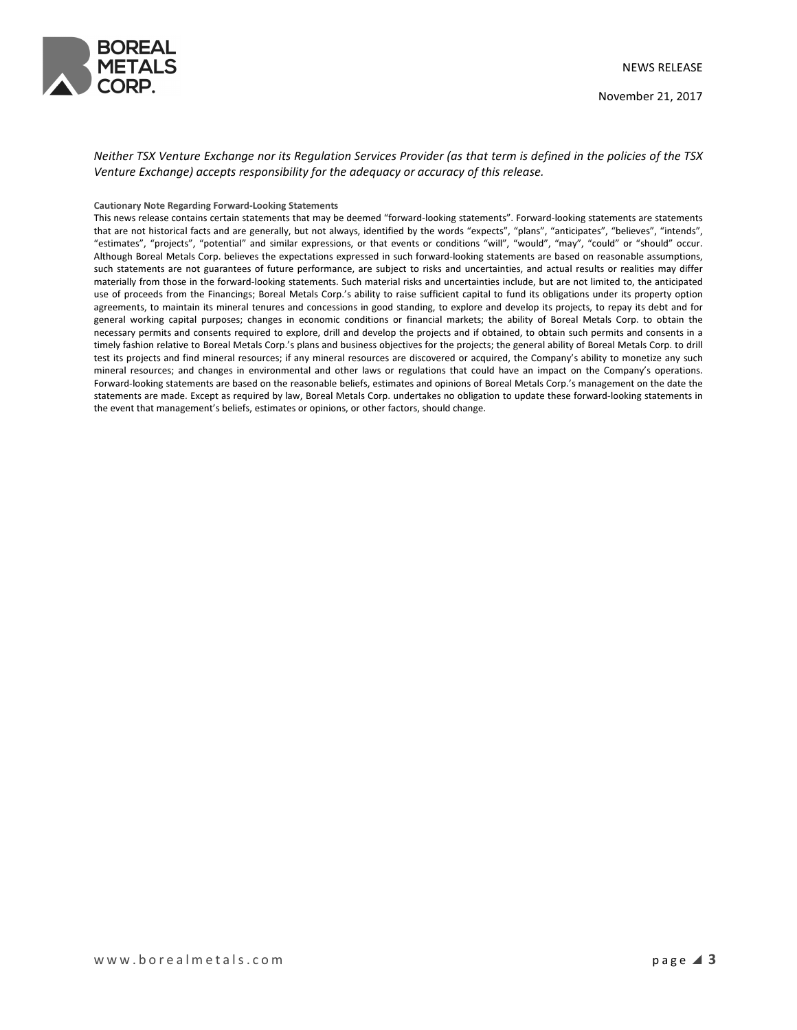*Neither TSX Venture Exchange nor its Regulation Services Provider (as that term is defined in the policies of the TSX Venture Exchange) accepts responsibility for the adequacy or accuracy of this release.*

**Cautionary Note Regarding Forward-Looking Statements**

This news release contains certain statements that may be deemed "forward-looking statements". Forward-looking statements are statements that are not historical facts and are generally, but not always, identified by the words "expects", "plans", "anticipates", "believes", "intends", "estimates", "projects", "potential" and similar expressions, or that events or conditions "will", "would", "may", "could" or "should" occur. Although Boreal Metals Corp. believes the expectations expressed in such forward-looking statements are based on reasonable assumptions, such statements are not guarantees of future performance, are subject to risks and uncertainties, and actual results or realities may differ materially from those in the forward-looking statements. Such material risks and uncertainties include, but are not limited to, the anticipated use of proceeds from the Financings; Boreal Metals Corp.'s ability to raise sufficient capital to fund its obligations under its property option agreements, to maintain its mineral tenures and concessions in good standing, to explore and develop its projects, to repay its debt and for general working capital purposes; changes in economic conditions or financial markets; the ability of Boreal Metals Corp. to obtain the necessary permits and consents required to explore, drill and develop the projects and if obtained, to obtain such permits and consents in a timely fashion relative to Boreal Metals Corp.'s plans and business objectives for the projects; the general ability of Boreal Metals Corp. to drill test its projects and find mineral resources; if any mineral resources are discovered or acquired, the Company's ability to monetize any such mineral resources; and changes in environmental and other laws or regulations that could have an impact on the Company's operations. Forward-looking statements are based on the reasonable beliefs, estimates and opinions of Boreal Metals Corp.'s management on the date the statements are made. Except as required by law, Boreal Metals Corp. undertakes no obligation to update these forward-looking statements in the event that management's beliefs, estimates or opinions, or other factors, should change.